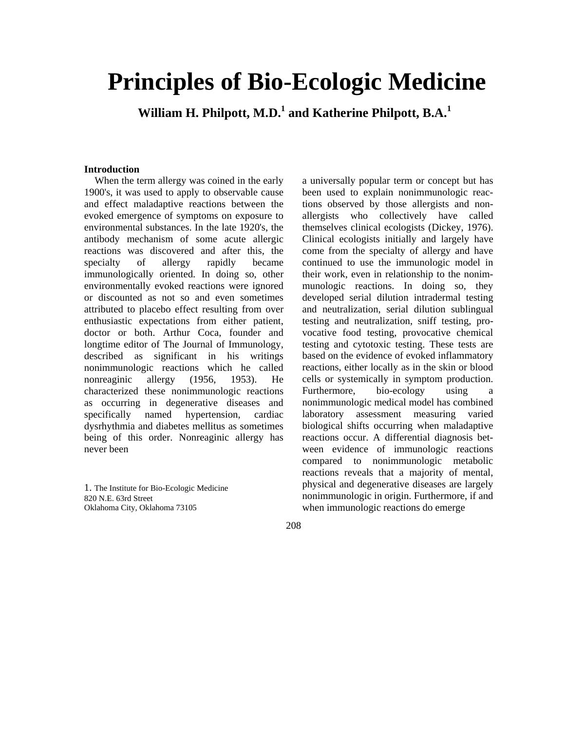# Principles of Bio-Ecologic Medicine

**William H. Philpott, M.D.[1] and Katherine Philpott, B.A.[1]**

### Introduction

When the term allergy was coined in the early 1900's, it was used to apply to observable cause and effect maladaptive reactions between the evoked emergence of symptoms on exposure to environmental substances. In the late 1920's, the antibody mechanism of some acute allergic reactions was discovered and after this, the specialty of allergy rapidly became immunologically oriented. In doing so, other environmentally evoked reactions were ignored or discounted as not so and even sometimes attributed to placebo effect resulting from over enthusiastic expectations from either patient, doctor or both. Arthur Coca, founder and longtime editor of The Journal of Immunology, described as significant in his writings nonimmunologic reactions which he called nonreaginic allergy (1956, 1953). He characterized these nonimmunologic reactions as occurring in degenerative diseases and specifically named hypertension, cardiac dysrhythmia and diabetes mellitus as sometimes being of this order. Nonreaginic allergy has never been a universally popular term or concept but has been used to explain nonimmunologic reactions observed by those allergists and non-allergists who collectively have called themselves clinical ecologists (Dickey, 1976). Clinical ecologists initially and largely have come from the specialty of allergy and have continued to use the immunologic model in their work, even in relationship to the nonimmunologic reactions. In doing so, they developed serial dilution intradermal testing and neutralization, serial dilution sublingual testing and neutralization, sniff testing, provocative food testing, provocative chemical testing and cytotoxic testing. These tests are based on the evidence of evoked inflammatory reactions, either locally as in the skin or blood cells or systemically in symptom production. Furthermore, bio-ecology using a nonimmunologic medical model has combined laboratory assessment measuring varied biological shifts occurring when maladaptive reactions occur. A differential diagnosis between evidence of immunologic reactions compared to nonimmunologic metabolic reactions reveals that a majority of mental, physical and degenerative diseases are largely nonimmunologic in origin. Furthermore, if and when immunologic reactions do emerge

1. The Institute for Bio-Ecologic Medicine
820 N.E. 63rd Street
Oklahoma City, Oklahoma 73105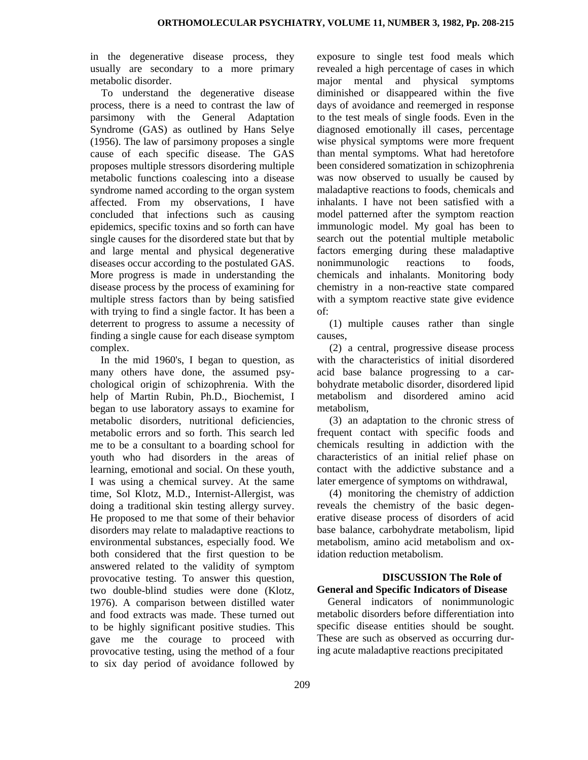in the degenerative disease process, they usually are secondary to a more primary metabolic disorder.

To understand the degenerative disease process, there is a need to contrast the law of parsimony with the General Adaptation Syndrome (GAS) as outlined by Hans Selye (1956). The law of parsimony proposes a single cause of each specific disease. The GAS proposes multiple stressors disordering multiple metabolic functions coalescing into a disease syndrome named according to the organ system affected. From my observations, I have concluded that infections such as causing epidemics, specific toxins and so forth can have single causes for the disordered state but that by and large mental and physical degenerative diseases occur according to the postulated GAS. More progress is made in understanding the disease process by the process of examining for multiple stress factors than by being satisfied with trying to find a single factor. It has been a deterrent to progress to assume a necessity of finding a single cause for each disease symptom complex.

In the mid 1960's, I began to question, as many others have done, the assumed psychological origin of schizophrenia. With the help of Martin Rubin, Ph.D., Biochemist, I began to use laboratory assays to examine for metabolic disorders, nutritional deficiencies, metabolic errors and so forth. This search led me to be a consultant to a boarding school for youth who had disorders in the areas of learning, emotional and social. On these youth, I was using a chemical survey. At the same time, Sol Klotz, M.D., Internist-Allergist, was doing a traditional skin testing allergy survey. He proposed to me that some of their behavior disorders may relate to maladaptive reactions to environmental substances, especially food. We both considered that the first question to be answered related to the validity of symptom provocative testing. To answer this question, two double-blind studies were done (Klotz, 1976). A comparison between distilled water and food extracts was made. These turned out to be highly significant positive studies. This gave me the courage to proceed with provocative testing, using the method of a four to six day period of avoidance followed by exposure to single test food meals which revealed a high percentage of cases in which major mental and physical symptoms diminished or disappeared within the five days of avoidance and reemerged in response to the test meals of single foods. Even in the diagnosed emotionally ill cases, percentage wise physical symptoms were more frequent than mental symptoms. What had heretofore been considered somatization in schizophrenia was now observed to usually be caused by maladaptive reactions to foods, chemicals and inhalants. I have not been satisfied with a model patterned after the symptom reaction immunologic model. My goal has been to search out the potential multiple metabolic factors emerging during these maladaptive nonimmunologic reactions to foods, chemicals and inhalants. Monitoring body chemistry in a non-reactive state compared with a symptom reactive state give evidence of:

(1) multiple causes rather than single causes,

(2) a central, progressive disease process with the characteristics of initial disordered acid base balance progressing to a carbohydrate metabolic disorder, disordered lipid metabolism and disordered amino acid metabolism,

(3) an adaptation to the chronic stress of frequent contact with specific foods and chemicals resulting in addiction with the characteristics of an initial relief phase on contact with the addictive substance and a later emergence of symptoms on withdrawal,

(4) monitoring the chemistry of addiction reveals the chemistry of the basic degenerative disease process of disorders of acid base balance, carbohydrate metabolism, lipid metabolism, amino acid metabolism and oxidation reduction metabolism.

## DISCUSSION The Role of General and Specific Indicators of Disease

General indicators of nonimmunologic metabolic disorders before differentiation into specific disease entities should be sought. These are such as observed as occurring during acute maladaptive reactions precipitated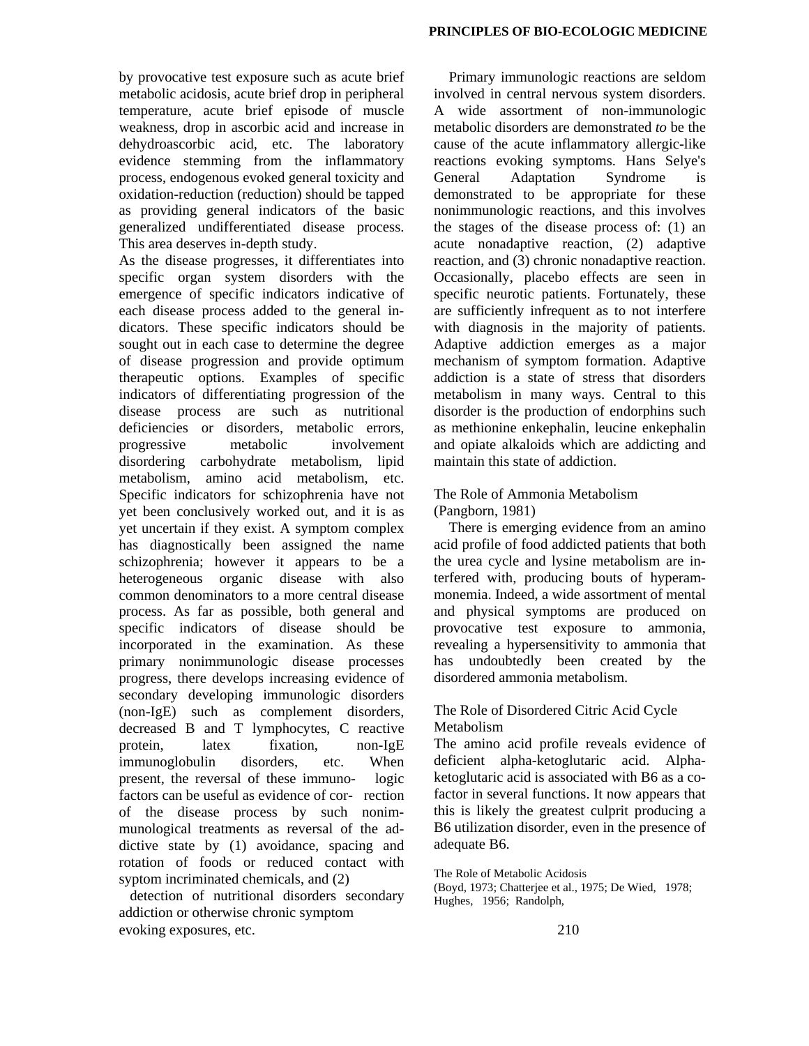by provocative test exposure such as acute brief metabolic acidosis, acute brief drop in peripheral temperature, acute brief episode of muscle weakness, drop in ascorbic acid and increase in dehydroascorbic acid, etc. The laboratory evidence stemming from the inflammatory process, endogenous evoked general toxicity and oxidation-reduction (reduction) should be tapped as providing general indicators of the basic generalized undifferentiated disease process. This area deserves in-depth study.

As the disease progresses, it differentiates into specific organ system disorders with the emergence of specific indicators indicative of each disease process added to the general indicators. These specific indicators should be sought out in each case to determine the degree of disease progression and provide optimum therapeutic options. Examples of specific indicators of differentiating progression of the disease process are such as nutritional deficiencies or disorders, metabolic errors, progressive metabolic involvement disordering carbohydrate metabolism, lipid metabolism, amino acid metabolism, etc. Specific indicators for schizophrenia have not yet been conclusively worked out, and it is as yet uncertain if they exist. A symptom complex has diagnostically been assigned the name schizophrenia; however it appears to be a heterogeneous organic disease with also common denominators to a more central disease process. As far as possible, both general and specific indicators of disease should be incorporated in the examination. As these primary nonimmunologic disease processes progress, there develops increasing evidence of secondary developing immunologic disorders (non-IgE) such as complement disorders, decreased B and T lymphocytes, C reactive protein, latex fixation, non-IgE immunoglobulin disorders, etc. When present, the reversal of these immunologic factors can be useful as evidence of correction of the disease process by such nonimmunological treatments as reversal of the addictive state by (1) avoidance, spacing and rotation of foods or reduced contact with syptom incriminated chemicals, and (2) detection of nutritional disorders secondary addiction or otherwise chronic symptom evoking exposures, etc.

Primary immunologic reactions are seldom involved in central nervous system disorders. A wide assortment of non-immunologic metabolic disorders are demonstrated *to* be the cause of the acute inflammatory allergic-like reactions evoking symptoms. Hans Selye's General Adaptation Syndrome is demonstrated to be appropriate for these nonimmunologic reactions, and this involves the stages of the disease process of: (1) an acute nonadaptive reaction, (2) adaptive reaction, and (3) chronic nonadaptive reaction. Occasionally, placebo effects are seen in specific neurotic patients. Fortunately, these are sufficiently infrequent as to not interfere with diagnosis in the majority of patients. Adaptive addiction emerges as a major mechanism of symptom formation. Adaptive addiction is a state of stress that disorders metabolism in many ways. Central to this disorder is the production of endorphins such as methionine enkephalin, leucine enkephalin and opiate alkaloids which are addicting and maintain this state of addiction.

### The Role of Ammonia Metabolism
(Pangborn, 1981)

There is emerging evidence from an amino acid profile of food addicted patients that both the urea cycle and lysine metabolism are interfered with, producing bouts of hyperammonemia. Indeed, a wide assortment of mental and physical symptoms are produced on provocative test exposure to ammonia, revealing a hypersensitivity to ammonia that has undoubtedly been created by the disordered ammonia metabolism.

### The Role of Disordered Citric Acid Cycle Metabolism

The amino acid profile reveals evidence of deficient alpha-ketoglutaric acid. Alpha-ketoglutaric acid is associated with B6 as a co-factor in several functions. It now appears that this is likely the greatest culprit producing a B6 utilization disorder, even in the presence of adequate B6.

### The Role of Metabolic Acidosis
(Boyd, 1973; Chatterjee et al., 1975; De Wied, 1978; Hughes, 1956; Randolph,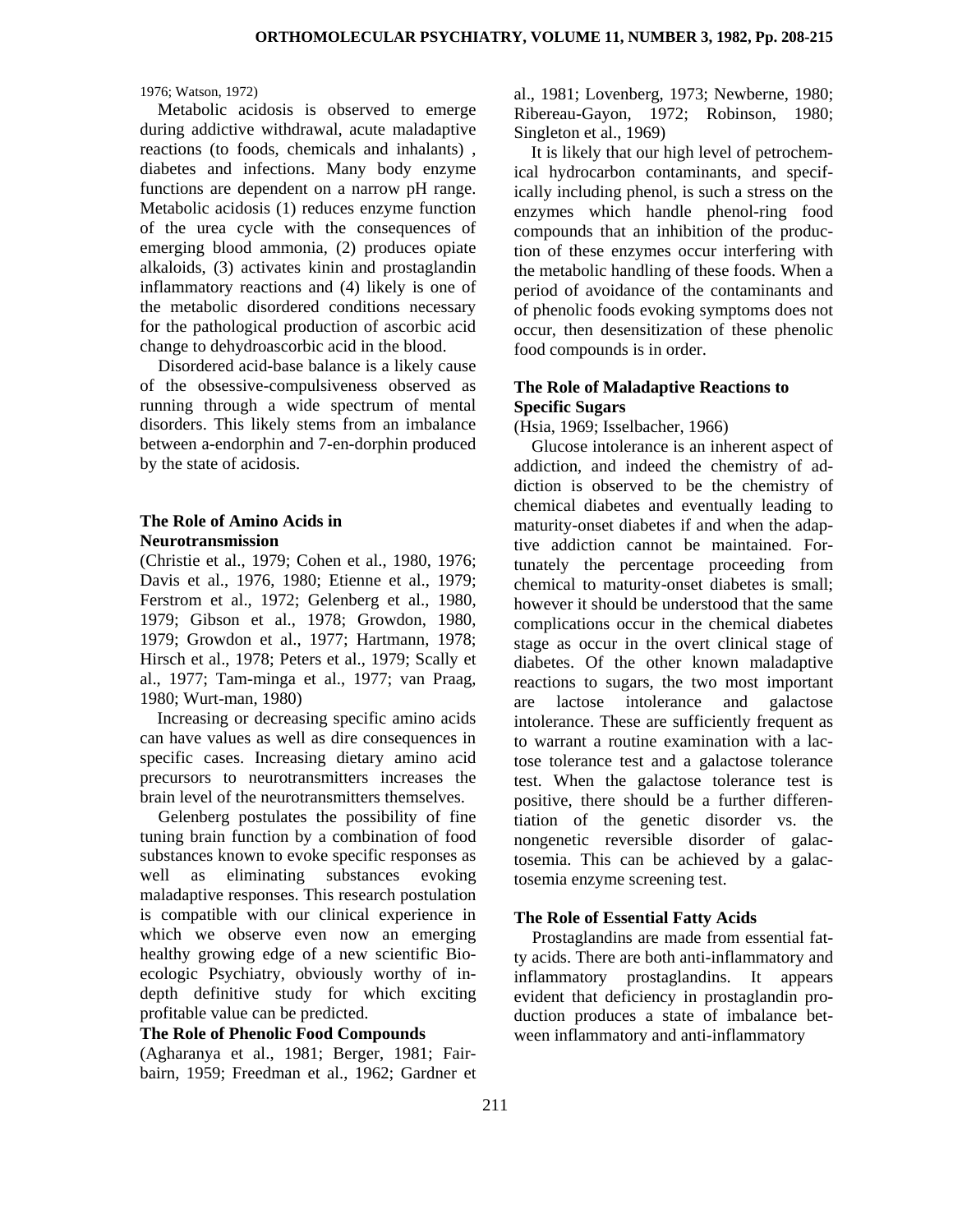1976; Watson, 1972)

Metabolic acidosis is observed to emerge during addictive withdrawal, acute maladaptive reactions (to foods, chemicals and inhalants) , diabetes and infections. Many body enzyme functions are dependent on a narrow pH range. Metabolic acidosis (1) reduces enzyme function of the urea cycle with the consequences of emerging blood ammonia, (2) produces opiate alkaloids, (3) activates kinin and prostaglandin inflammatory reactions and (4) likely is one of the metabolic disordered conditions necessary for the pathological production of ascorbic acid change to dehydroascorbic acid in the blood.

Disordered acid-base balance is a likely cause of the obsessive-compulsiveness observed as running through a wide spectrum of mental disorders. This likely stems from an imbalance between a-endorphin and 7-en-dorphin produced by the state of acidosis.

**The Role of Amino Acids in Neurotransmission**

(Christie et al., 1979; Cohen et al., 1980, 1976; Davis et al., 1976, 1980; Etienne et al., 1979; Ferstrom et al., 1972; Gelenberg et al., 1980, 1979; Gibson et al., 1978; Growdon, 1980, 1979; Growdon et al., 1977; Hartmann, 1978; Hirsch et al., 1978; Peters et al., 1979; Scally et al., 1977; Tam-minga et al., 1977; van Praag, 1980; Wurt-man, 1980)

Increasing or decreasing specific amino acids can have values as well as dire consequences in specific cases. Increasing dietary amino acid precursors to neurotransmitters increases the brain level of the neurotransmitters themselves.

Gelenberg postulates the possibility of fine tuning brain function by a combination of food substances known to evoke specific responses as well as eliminating substances evoking maladaptive responses. This research postulation is compatible with our clinical experience in which we observe even now an emerging healthy growing edge of a new scientific Bio-ecologic Psychiatry, obviously worthy of in-depth definitive study for which exciting profitable value can be predicted.

**The Role of Phenolic Food Compounds**

(Agharanya et al., 1981; Berger, 1981; Fair-bairn, 1959; Freedman et al., 1962; Gardner et al., 1981; Lovenberg, 1973; Newberne, 1980; Ribereau-Gayon, 1972; Robinson, 1980; Singleton et al., 1969)

It is likely that our high level of petrochemical hydrocarbon contaminants, and specifically including phenol, is such a stress on the enzymes which handle phenol-ring food compounds that an inhibition of the production of these enzymes occur interfering with the metabolic handling of these foods. When a period of avoidance of the contaminants and of phenolic foods evoking symptoms does not occur, then desensitization of these phenolic food compounds is in order.

**The Role of Maladaptive Reactions to Specific Sugars**

(Hsia, 1969; Isselbacher, 1966)

Glucose intolerance is an inherent aspect of addiction, and indeed the chemistry of addiction is observed to be the chemistry of chemical diabetes and eventually leading to maturity-onset diabetes if and when the adaptive addiction cannot be maintained. Fortunately the percentage proceeding from chemical to maturity-onset diabetes is small; however it should be understood that the same complications occur in the chemical diabetes stage as occur in the overt clinical stage of diabetes. Of the other known maladaptive reactions to sugars, the two most important are lactose intolerance and galactose intolerance. These are sufficiently frequent as to warrant a routine examination with a lactose tolerance test and a galactose tolerance test. When the galactose tolerance test is positive, there should be a further differentiation of the genetic disorder vs. the nongenetic reversible disorder of galactosemia. This can be achieved by a galactosemia enzyme screening test.

**The Role of Essential Fatty Acids**

Prostaglandins are made from essential fatty acids. There are both anti-inflammatory and inflammatory prostaglandins. It appears evident that deficiency in prostaglandin production produces a state of imbalance between inflammatory and anti-inflammatory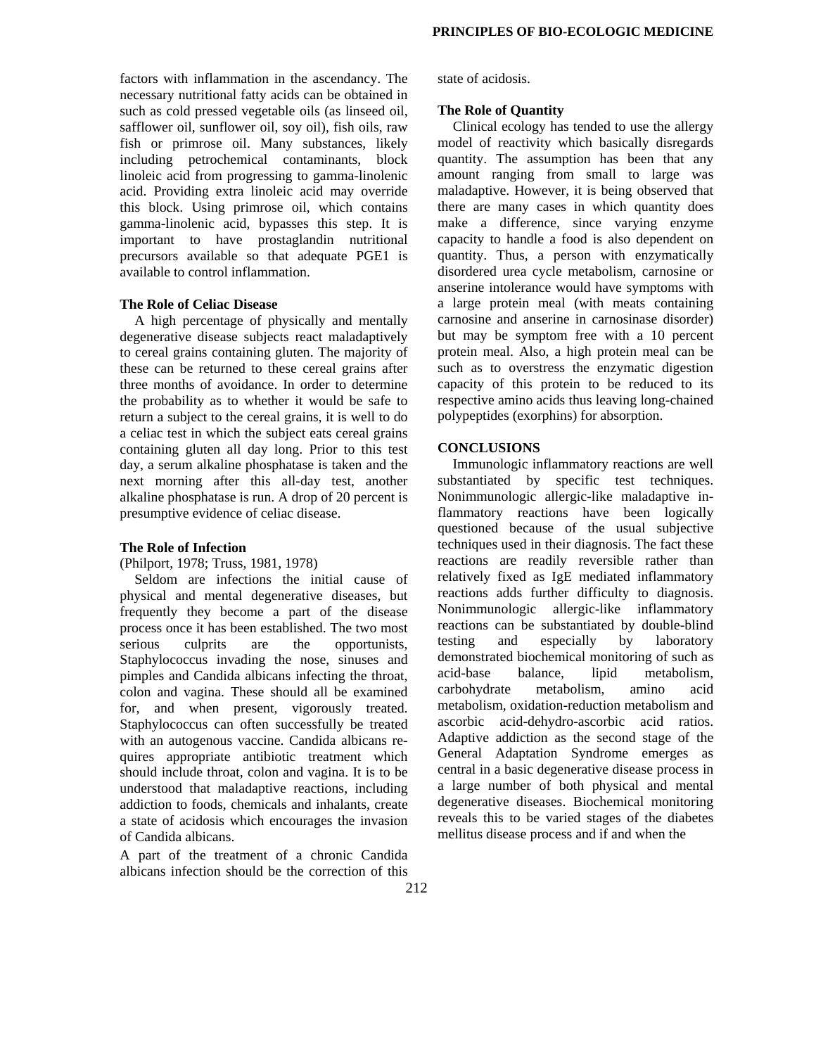factors with inflammation in the ascendancy. The necessary nutritional fatty acids can be obtained in such as cold pressed vegetable oils (as linseed oil, safflower oil, sunflower oil, soy oil), fish oils, raw fish or primrose oil. Many substances, likely including petrochemical contaminants, block linoleic acid from progressing to gamma-linolenic acid. Providing extra linoleic acid may override this block. Using primrose oil, which contains gamma-linolenic acid, bypasses this step. It is important to have prostaglandin nutritional precursors available so that adequate PGE1 is available to control inflammation.

### The Role of Celiac Disease

A high percentage of physically and mentally degenerative disease subjects react maladaptively to cereal grains containing gluten. The majority of these can be returned to these cereal grains after three months of avoidance. In order to determine the probability as to whether it would be safe to return a subject to the cereal grains, it is well to do a celiac test in which the subject eats cereal grains containing gluten all day long. Prior to this test day, a serum alkaline phosphatase is taken and the next morning after this all-day test, another alkaline phosphatase is run. A drop of 20 percent is presumptive evidence of celiac disease.

### The Role of Infection

(Philport, 1978; Truss, 1981, 1978)

Seldom are infections the initial cause of physical and mental degenerative diseases, but frequently they become a part of the disease process once it has been established. The two most serious culprits are the opportunists, Staphylococcus invading the nose, sinuses and pimples and Candida albicans infecting the throat, colon and vagina. These should all be examined for, and when present, vigorously treated. Staphylococcus can often successfully be treated with an autogenous vaccine. Candida albicans requires appropriate antibiotic treatment which should include throat, colon and vagina. It is to be understood that maladaptive reactions, including addiction to foods, chemicals and inhalants, create a state of acidosis which encourages the invasion of Candida albicans.

A part of the treatment of a chronic Candida albicans infection should be the correction of this state of acidosis.

### The Role of Quantity

Clinical ecology has tended to use the allergy model of reactivity which basically disregards quantity. The assumption has been that any amount ranging from small to large was maladaptive. However, it is being observed that there are many cases in which quantity does make a difference, since varying enzyme capacity to handle a food is also dependent on quantity. Thus, a person with enzymatically disordered urea cycle metabolism, carnosine or anserine intolerance would have symptoms with a large protein meal (with meats containing carnosine and anserine in carnosinase disorder) but may be symptom free with a 10 percent protein meal. Also, a high protein meal can be such as to overstress the enzymatic digestion capacity of this protein to be reduced to its respective amino acids thus leaving long-chained polypeptides (exorphins) for absorption.

## CONCLUSIONS

Immunologic inflammatory reactions are well substantiated by specific test techniques. Nonimmunologic allergic-like maladaptive inflammatory reactions have been logically questioned because of the usual subjective techniques used in their diagnosis. The fact these reactions are readily reversible rather than relatively fixed as IgE mediated inflammatory reactions adds further difficulty to diagnosis. Nonimmunologic allergic-like inflammatory reactions can be substantiated by double-blind testing and especially by laboratory demonstrated biochemical monitoring of such as acid-base balance, lipid metabolism, carbohydrate metabolism, amino acid metabolism, oxidation-reduction metabolism and ascorbic acid-dehydro-ascorbic acid ratios. Adaptive addiction as the second stage of the General Adaptation Syndrome emerges as central in a basic degenerative disease process in a large number of both physical and mental degenerative diseases. Biochemical monitoring reveals this to be varied stages of the diabetes mellitus disease process and if and when the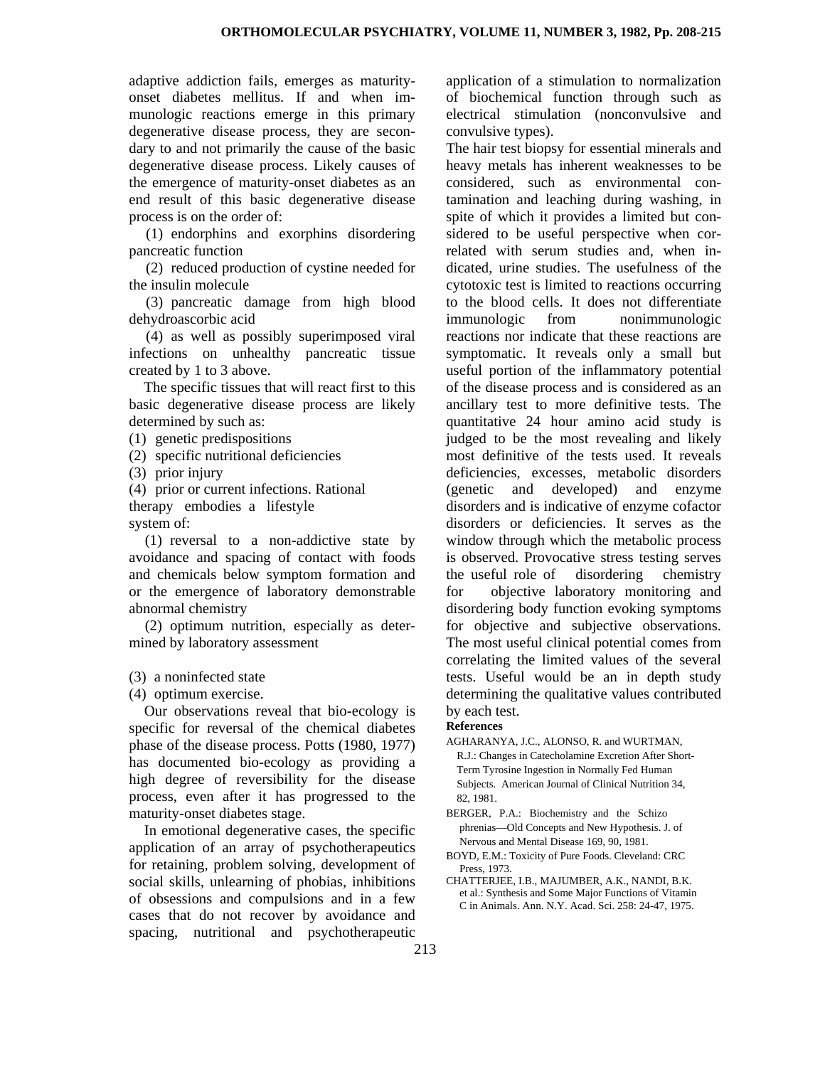adaptive addiction fails, emerges as maturity-onset diabetes mellitus. If and when immunologic reactions emerge in this primary degenerative disease process, they are secondary to and not primarily the cause of the basic degenerative disease process. Likely causes of the emergence of maturity-onset diabetes as an end result of this basic degenerative disease process is on the order of:

(1) endorphins and exorphins disordering pancreatic function

(2) reduced production of cystine needed for the insulin molecule

(3) pancreatic damage from high blood dehydroascorbic acid

(4) as well as possibly superimposed viral infections on unhealthy pancreatic tissue created by 1 to 3 above.

The specific tissues that will react first to this basic degenerative disease process are likely determined by such as:

(1) genetic predispositions
(2) specific nutritional deficiencies
(3) prior injury
(4) prior or current infections. Rational therapy embodies a lifestyle system of:

(1) reversal to a non-addictive state by avoidance and spacing of contact with foods and chemicals below symptom formation and or the emergence of laboratory demonstrable abnormal chemistry

(2) optimum nutrition, especially as determined by laboratory assessment

(3) a noninfected state
(4) optimum exercise.

Our observations reveal that bio-ecology is specific for reversal of the chemical diabetes phase of the disease process. Potts (1980, 1977) has documented bio-ecology as providing a high degree of reversibility for the disease process, even after it has progressed to the maturity-onset diabetes stage.

In emotional degenerative cases, the specific application of an array of psychotherapeutics for retaining, problem solving, development of social skills, unlearning of phobias, inhibitions of obsessions and compulsions and in a few cases that do not recover by avoidance and spacing, nutritional and psychotherapeutic application of a stimulation to normalization of biochemical function through such as electrical stimulation (nonconvulsive and convulsive types).

The hair test biopsy for essential minerals and heavy metals has inherent weaknesses to be considered, such as environmental contamination and leaching during washing, in spite of which it provides a limited but considered to be useful perspective when correlated with serum studies and, when indicated, urine studies. The usefulness of the cytotoxic test is limited to reactions occurring to the blood cells. It does not differentiate immunologic from nonimmunologic reactions nor indicate that these reactions are symptomatic. It reveals only a small but useful portion of the inflammatory potential of the disease process and is considered as an ancillary test to more definitive tests. The quantitative 24 hour amino acid study is judged to be the most revealing and likely most definitive of the tests used. It reveals deficiencies, excesses, metabolic disorders (genetic and developed) and enzyme disorders and is indicative of enzyme cofactor disorders or deficiencies. It serves as the window through which the metabolic process is observed. Provocative stress testing serves the useful role of disordering chemistry for objective laboratory monitoring and disordering body function evoking symptoms for objective and subjective observations. The most useful clinical potential comes from correlating the limited values of the several tests. Useful would be an in depth study determining the qualitative values contributed by each test.

**References**

AGHARANYA, J.C., ALONSO, R. and WURTMAN, R.J.: Changes in Catecholamine Excretion After Short-Term Tyrosine Ingestion in Normally Fed Human Subjects. American Journal of Clinical Nutrition 34, 82, 1981.

BERGER, P.A.: Biochemistry and the Schizo phrenias—Old Concepts and New Hypothesis. J. of Nervous and Mental Disease 169, 90, 1981.

BOYD, E.M.: Toxicity of Pure Foods. Cleveland: CRC Press, 1973.

CHATTERJEE, I.B., MAJUMBER, A.K., NANDI, B.K. et al.: Synthesis and Some Major Functions of Vitamin C in Animals. Ann. N.Y. Acad. Sci. 258: 24-47, 1975.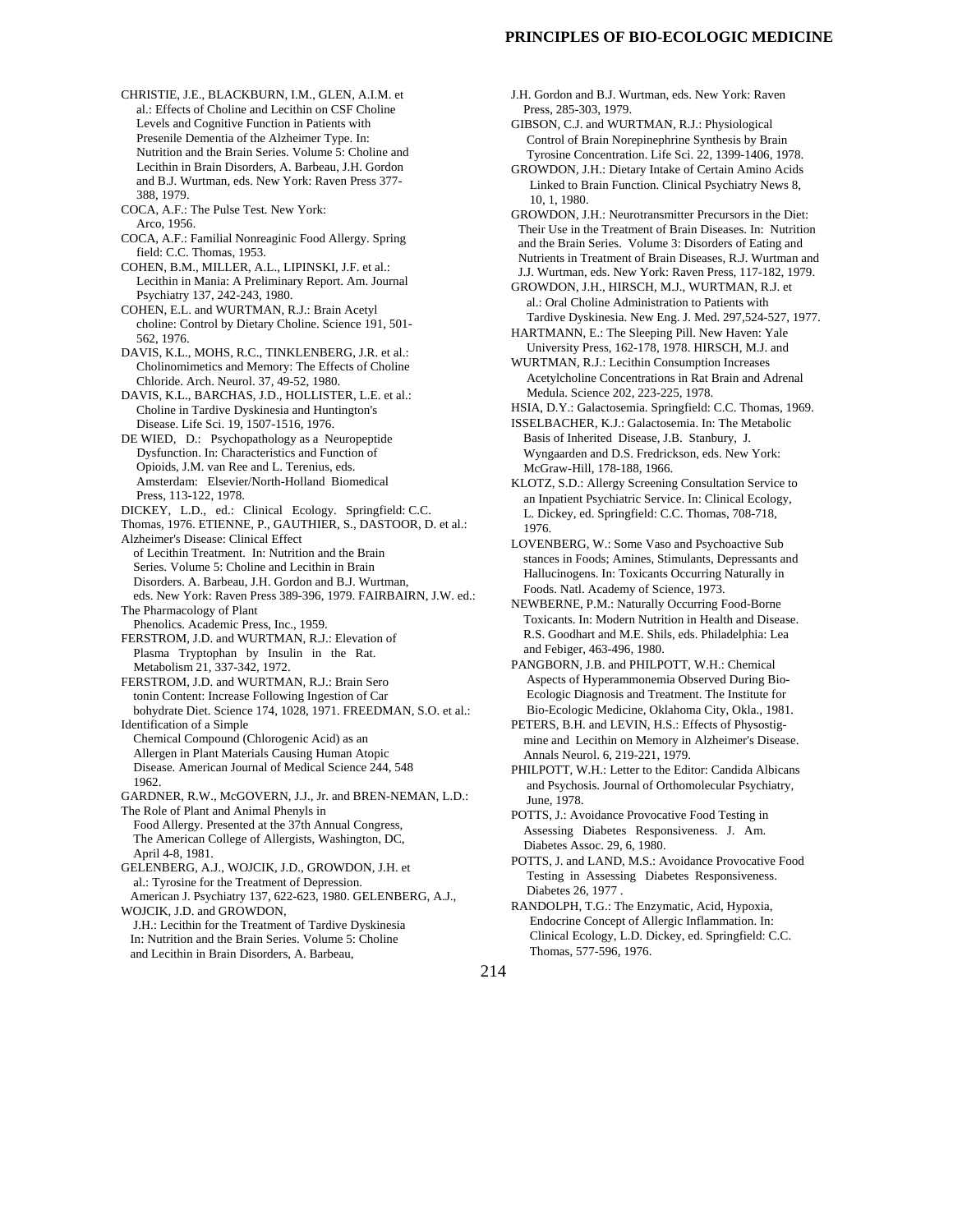CHRISTIE, J.E., BLACKBURN, I.M., GLEN, A.I.M. et al.: Effects of Choline and Lecithin on CSF Choline Levels and Cognitive Function in Patients with Presenile Dementia of the Alzheimer Type. In: Nutrition and the Brain Series. Volume 5: Choline and Lecithin in Brain Disorders, A. Barbeau, J.H. Gordon and B.J. Wurtman, eds. New York: Raven Press 377-388, 1979.

COCA, A.F.: The Pulse Test. New York: Arco, 1956.

COCA, A.F.: Familial Nonreaginic Food Allergy. Spring field: C.C. Thomas, 1953.

COHEN, B.M., MILLER, A.L., LIPINSKI, J.F. et al.: Lecithin in Mania: A Preliminary Report. Am. Journal Psychiatry 137, 242-243, 1980.

COHEN, E.L. and WURTMAN, R.J.: Brain Acetyl choline: Control by Dietary Choline. Science 191, 501-562, 1976.

DAVIS, K.L., MOHS, R.C., TINKLENBERG, J.R. et al.: Cholinomimetics and Memory: The Effects of Choline Chloride. Arch. Neurol. 37, 49-52, 1980.

DAVIS, K.L., BARCHAS, J.D., HOLLISTER, L.E. et al.: Choline in Tardive Dyskinesia and Huntington's Disease. Life Sci. 19, 1507-1516, 1976.

DE WIED, D.: Psychopathology as a Neuropeptide Dysfunction. In: Characteristics and Function of Opioids, J.M. van Ree and L. Terenius, eds. Amsterdam: Elsevier/North-Holland Biomedical Press, 113-122, 1978.

DICKEY, L.D., ed.: Clinical Ecology. Springfield: C.C. Thomas, 1976.

ETIENNE, P., GAUTHIER, S., DASTOOR, D. et al.: Alzheimer's Disease: Clinical Effect of Lecithin Treatment. In: Nutrition and the Brain Series. Volume 5: Choline and Lecithin in Brain Disorders. A. Barbeau, J.H. Gordon and B.J. Wurtman, eds. New York: Raven Press 389-396, 1979.

FAIRBAIRN, J.W. ed.: The Pharmacology of Plant Phenolics. Academic Press, Inc., 1959.

FERSTROM, J.D. and WURTMAN, R.J.: Elevation of Plasma Tryptophan by Insulin in the Rat. Metabolism 21, 337-342, 1972.

FERSTROM, J.D. and WURTMAN, R.J.: Brain Sero tonin Content: Increase Following Ingestion of Car bohydrate Diet. Science 174, 1028, 1971.

FREEDMAN, S.O. et al.: Identification of a Simple Chemical Compound (Chlorogenic Acid) as an Allergen in Plant Materials Causing Human Atopic Disease. American Journal of Medical Science 244, 548 1962.

GARDNER, R.W., McGOVERN, J.J., Jr. and BREN-NEMAN, L.D.: The Role of Plant and Animal Phenyls in Food Allergy. Presented at the 37th Annual Congress, The American College of Allergists, Washington, DC, April 4-8, 1981.

GELENBERG, A.J., WOJCIK, J.D., GROWDON, J.H. et al.: Tyrosine for the Treatment of Depression. American J. Psychiatry 137, 622-623, 1980.

GELENBERG, A.J., WOJCIK, J.D. and GROWDON, J.H.: Lecithin for the Treatment of Tardive Dyskinesia In: Nutrition and the Brain Series. Volume 5: Choline and Lecithin in Brain Disorders, A. Barbeau, J.H. Gordon and B.J. Wurtman, eds. New York: Raven Press, 285-303, 1979.

GIBSON, C.J. and WURTMAN, R.J.: Physiological Control of Brain Norepinephrine Synthesis by Brain Tyrosine Concentration. Life Sci. 22, 1399-1406, 1978.

GROWDON, J.H.: Dietary Intake of Certain Amino Acids Linked to Brain Function. Clinical Psychiatry News 8, 10, 1, 1980.

GROWDON, J.H.: Neurotransmitter Precursors in the Diet: Their Use in the Treatment of Brain Diseases. In: Nutrition and the Brain Series. Volume 3: Disorders of Eating and Nutrients in Treatment of Brain Diseases, R.J. Wurtman and J.J. Wurtman, eds. New York: Raven Press, 117-182, 1979.

GROWDON, J.H., HIRSCH, M.J., WURTMAN, R.J. et al.: Oral Choline Administration to Patients with Tardive Dyskinesia. New Eng. J. Med. 297,524-527, 1977.

HARTMANN, E.: The Sleeping Pill. New Haven: Yale University Press, 162-178, 1978.

HIRSCH, M.J. and WURTMAN, R.J.: Lecithin Consumption Increases Acetylcholine Concentrations in Rat Brain and Adrenal Medula. Science 202, 223-225, 1978.

HSIA, D.Y.: Galactosemia. Springfield: C.C. Thomas, 1969.

ISSELBACHER, K.J.: Galactosemia. In: The Metabolic Basis of Inherited Disease, J.B. Stanbury, J. Wyngaarden and D.S. Fredrickson, eds. New York: McGraw-Hill, 178-188, 1966.

KLOTZ, S.D.: Allergy Screening Consultation Service to an Inpatient Psychiatric Service. In: Clinical Ecology, L. Dickey, ed. Springfield: C.C. Thomas, 708-718, 1976.

LOVENBERG, W.: Some Vaso and Psychoactive Sub stances in Foods; Amines, Stimulants, Depressants and Hallucinogens. In: Toxicants Occurring Naturally in Foods. Natl. Academy of Science, 1973.

NEWBERNE, P.M.: Naturally Occurring Food-Borne Toxicants. In: Modern Nutrition in Health and Disease. R.S. Goodhart and M.E. Shils, eds. Philadelphia: Lea and Febiger, 463-496, 1980.

PANGBORN, J.B. and PHILPOTT, W.H.: Chemical Aspects of Hyperammonemia Observed During Bio-Ecologic Diagnosis and Treatment. The Institute for Bio-Ecologic Medicine, Oklahoma City, Okla., 1981.

PETERS, B.H. and LEVIN, H.S.: Effects of Physostig-mine and Lecithin on Memory in Alzheimer's Disease. Annals Neurol. 6, 219-221, 1979.

PHILPOTT, W.H.: Letter to the Editor: Candida Albicans and Psychosis. Journal of Orthomolecular Psychiatry, June, 1978.

POTTS, J.: Avoidance Provocative Food Testing in Assessing Diabetes Responsiveness. J. Am. Diabetes Assoc. 29, 6, 1980.

POTTS, J. and LAND, M.S.: Avoidance Provocative Food Testing in Assessing Diabetes Responsiveness. Diabetes 26, 1977 .

RANDOLPH, T.G.: The Enzymatic, Acid, Hypoxia, Endocrine Concept of Allergic Inflammation. In: Clinical Ecology, L.D. Dickey, ed. Springfield: C.C. Thomas, 577-596, 1976.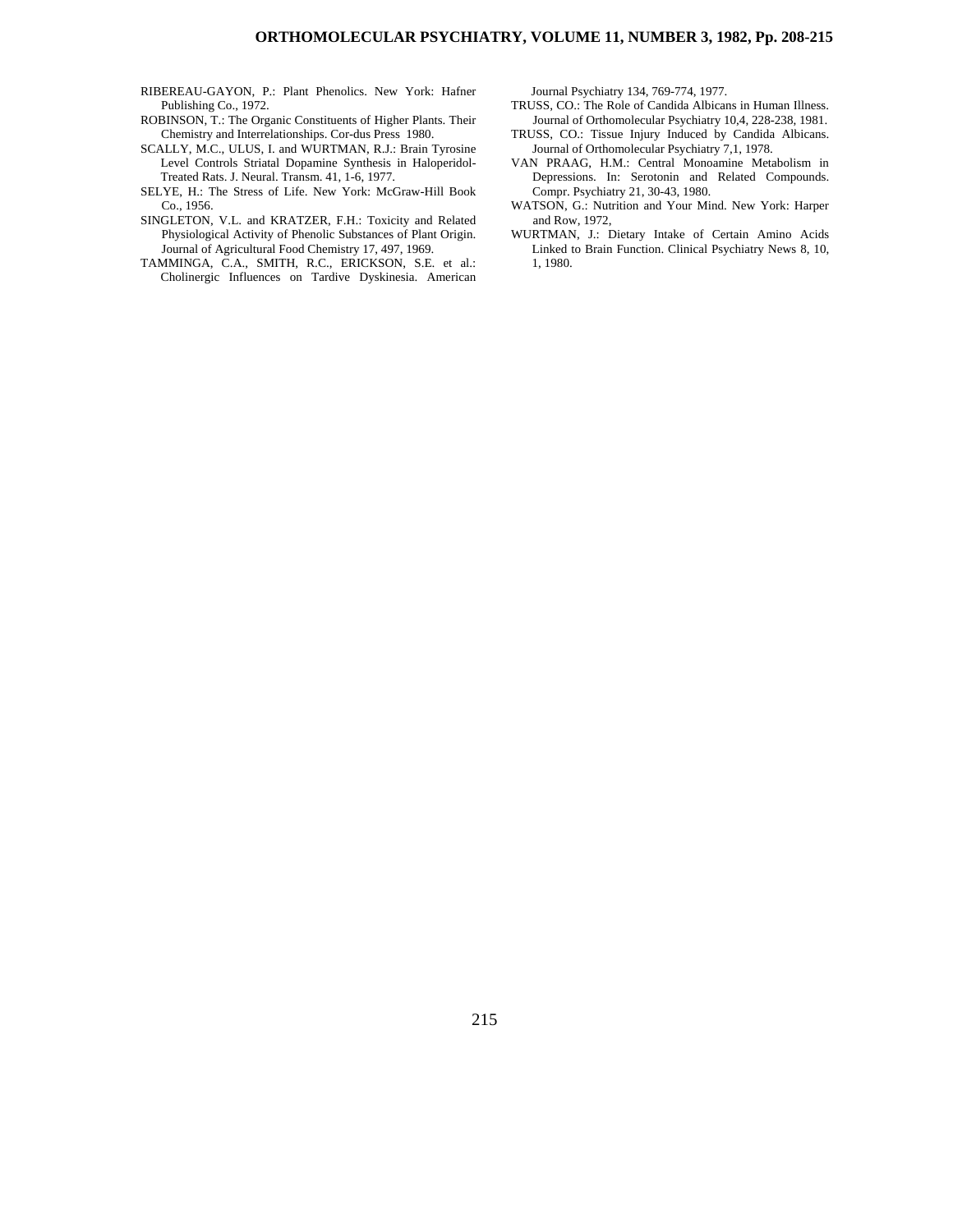RIBEREAU-GAYON, P.: Plant Phenolics. New York: Hafner Publishing Co., 1972.

ROBINSON, T.: The Organic Constituents of Higher Plants. Their Chemistry and Interrelationships. Cor-dus Press 1980.

SCALLY, M.C., ULUS, I. and WURTMAN, R.J.: Brain Tyrosine Level Controls Striatal Dopamine Synthesis in Haloperidol-Treated Rats. J. Neural. Transm. 41, 1-6, 1977.

SELYE, H.: The Stress of Life. New York: McGraw-Hill Book Co., 1956.

SINGLETON, V.L. and KRATZER, F.H.: Toxicity and Related Physiological Activity of Phenolic Substances of Plant Origin. Journal of Agricultural Food Chemistry 17, 497, 1969.

TAMMINGA, C.A., SMITH, R.C., ERICKSON, S.E. et al.: Cholinergic Influences on Tardive Dyskinesia. American Journal Psychiatry 134, 769-774, 1977.

TRUSS, CO.: The Role of Candida Albicans in Human Illness. Journal of Orthomolecular Psychiatry 10,4, 228-238, 1981.

TRUSS, CO.: Tissue Injury Induced by Candida Albicans. Journal of Orthomolecular Psychiatry 7,1, 1978.

VAN PRAAG, H.M.: Central Monoamine Metabolism in Depressions. In: Serotonin and Related Compounds. Compr. Psychiatry 21, 30-43, 1980.

WATSON, G.: Nutrition and Your Mind. New York: Harper and Row, 1972,

WURTMAN, J.: Dietary Intake of Certain Amino Acids Linked to Brain Function. Clinical Psychiatry News 8, 10, 1, 1980.